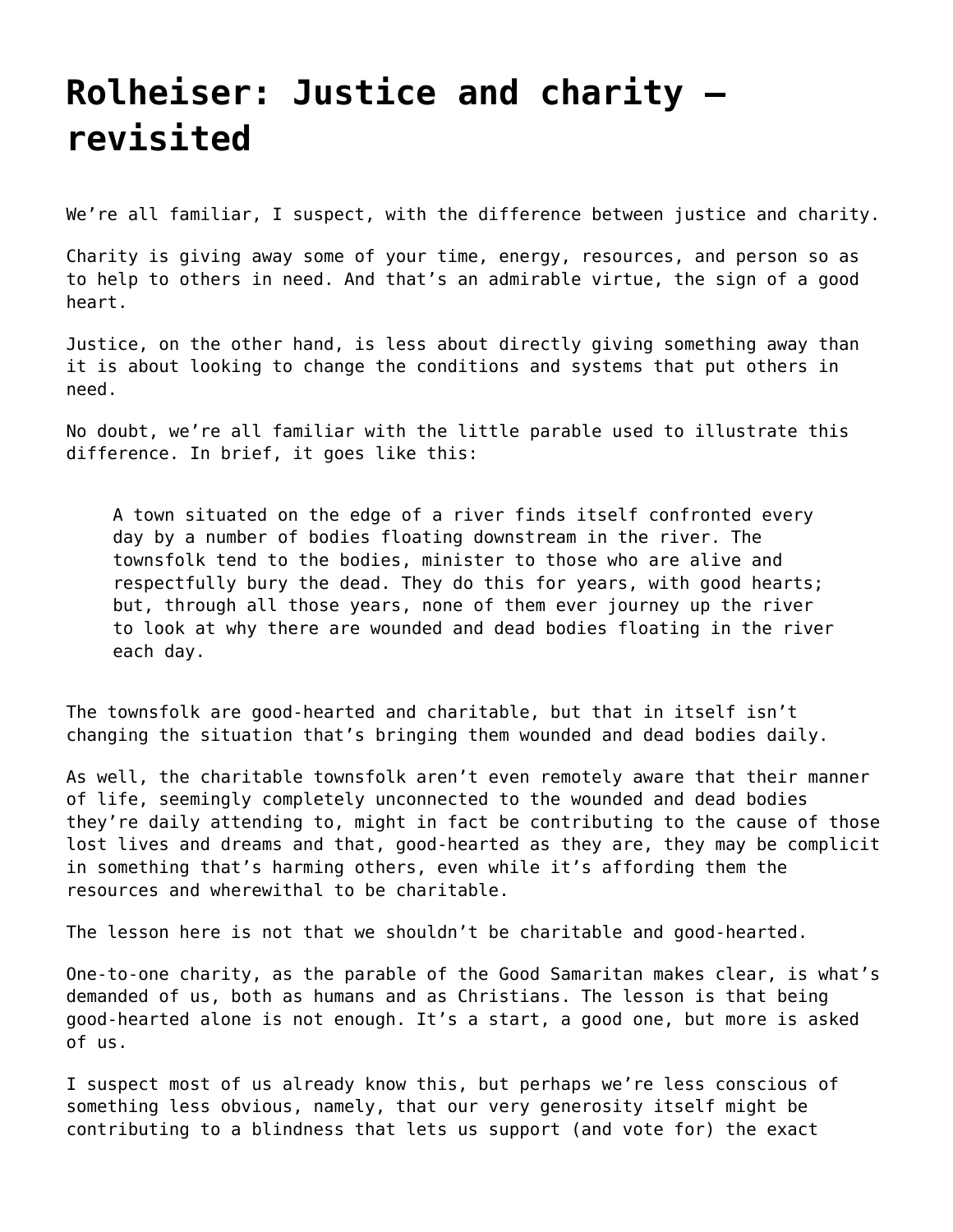# Rolheiser: Justice and charity – revisited

We're all familiar, I suspect, with the difference between justice and charity.

Charity is giving away some of your time, energy, resources, and person so as to help to others in need. And that's an admirable virtue, the sign of a good heart.

Justice, on the other hand, is less about directly giving something away than it is about looking to change the conditions and systems that put others in need.

No doubt, we're all familiar with the little parable used to illustrate this difference. In brief, it goes like this:

> A town situated on the edge of a river finds itself confronted every day by a number of bodies floating downstream in the river. The townsfolk tend to the bodies, minister to those who are alive and respectfully bury the dead. They do this for years, with good hearts; but, through all those years, none of them ever journey up the river to look at why there are wounded and dead bodies floating in the river each day.

The townsfolk are good-hearted and charitable, but that in itself isn't changing the situation that's bringing them wounded and dead bodies daily.

As well, the charitable townsfolk aren't even remotely aware that their manner of life, seemingly completely unconnected to the wounded and dead bodies they're daily attending to, might in fact be contributing to the cause of those lost lives and dreams and that, good-hearted as they are, they may be complicit in something that's harming others, even while it's affording them the resources and wherewithal to be charitable.

The lesson here is not that we shouldn't be charitable and good-hearted.

One-to-one charity, as the parable of the Good Samaritan makes clear, is what's demanded of us, both as humans and as Christians. The lesson is that being good-hearted alone is not enough. It's a start, a good one, but more is asked of us.

I suspect most of us already know this, but perhaps we're less conscious of something less obvious, namely, that our very generosity itself might be contributing to a blindness that lets us support (and vote for) the exact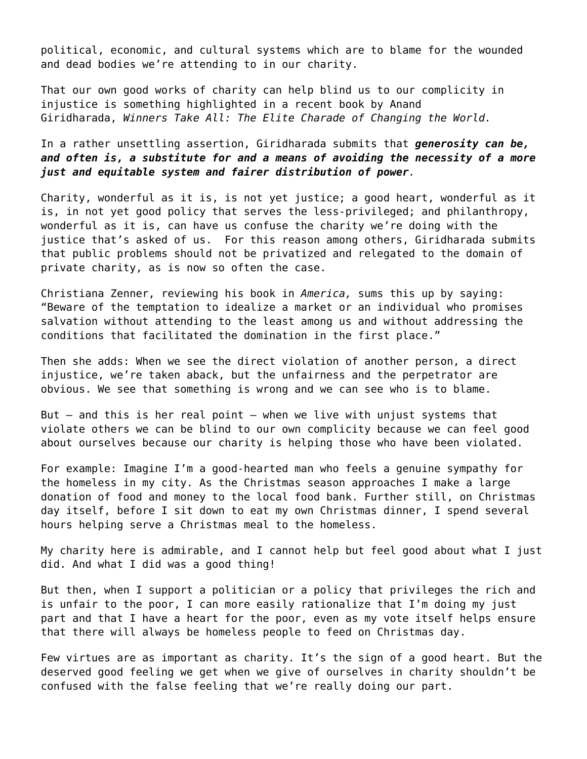political, economic, and cultural systems which are to blame for the wounded and dead bodies we're attending to in our charity.

That our own good works of charity can help blind us to our complicity in injustice is something highlighted in a recent book by Anand Giridharada, *Winners Take All: The Elite Charade of Changing the World.*

In a rather unsettling assertion, Giridharada submits that ***generosity can be, and often is, a substitute for and a means of avoiding the necessity of a more just and equitable system and fairer distribution of power***.

Charity, wonderful as it is, is not yet justice; a good heart, wonderful as it is, in not yet good policy that serves the less-privileged; and philanthropy, wonderful as it is, can have us confuse the charity we're doing with the justice that's asked of us. For this reason among others, Giridharada submits that public problems should not be privatized and relegated to the domain of private charity, as is now so often the case.

Christiana Zenner, reviewing his book in *America,* sums this up by saying: "Beware of the temptation to idealize a market or an individual who promises salvation without attending to the least among us and without addressing the conditions that facilitated the domination in the first place."

Then she adds: When we see the direct violation of another person, a direct injustice, we're taken aback, but the unfairness and the perpetrator are obvious. We see that something is wrong and we can see who is to blame.

But – and this is her real point – when we live with unjust systems that violate others we can be blind to our own complicity because we can feel good about ourselves because our charity is helping those who have been violated.

For example: Imagine I'm a good-hearted man who feels a genuine sympathy for the homeless in my city. As the Christmas season approaches I make a large donation of food and money to the local food bank. Further still, on Christmas day itself, before I sit down to eat my own Christmas dinner, I spend several hours helping serve a Christmas meal to the homeless.

My charity here is admirable, and I cannot help but feel good about what I just did. And what I did was a good thing!

But then, when I support a politician or a policy that privileges the rich and is unfair to the poor, I can more easily rationalize that I'm doing my just part and that I have a heart for the poor, even as my vote itself helps ensure that there will always be homeless people to feed on Christmas day.

Few virtues are as important as charity. It's the sign of a good heart. But the deserved good feeling we get when we give of ourselves in charity shouldn't be confused with the false feeling that we're really doing our part.